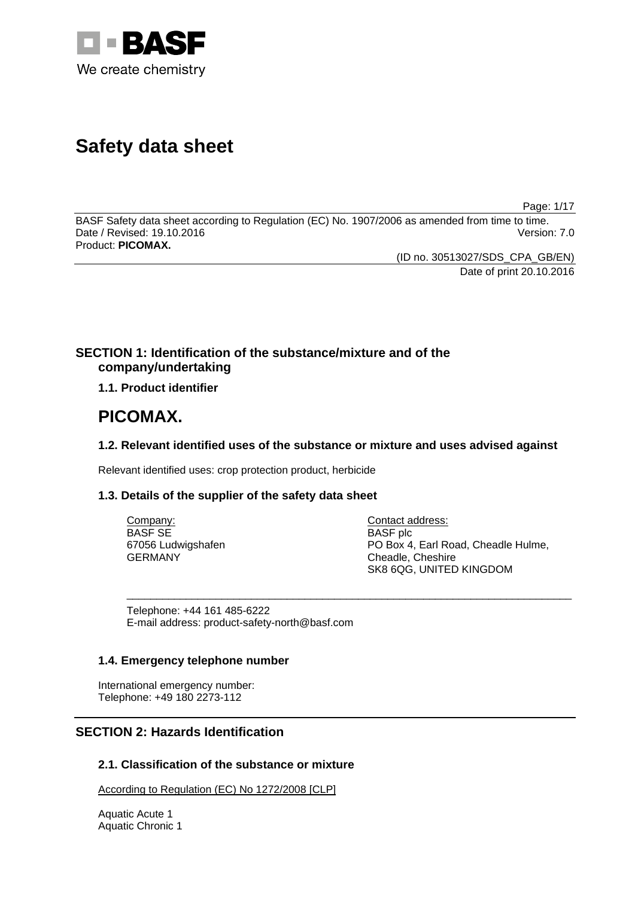BASF
We create chemistry

# Safety data sheet

BASF Safety data sheet according to Regulation (EC) No. 1907/2006 as amended from time to time.
Date / Revised: 19.10.2016 Version: 7.0
Product: **PICOMAX.**

(ID no. 30513027/SDS_CPA_GB/EN)
Date of print 20.10.2016

## SECTION 1: Identification of the substance/mixture and of the company/undertaking

### 1.1. Product identifier

# PICOMAX.

### 1.2. Relevant identified uses of the substance or mixture and uses advised against

Relevant identified uses: crop protection product, herbicide

### 1.3. Details of the supplier of the safety data sheet

Company:
BASF SE
67056 Ludwigshafen
GERMANY

Contact address:
BASF plc
PO Box 4, Earl Road, Cheadle Hulme,
Cheadle, Cheshire
SK8 6QG, UNITED KINGDOM

Telephone: +44 161 485-6222
E-mail address: product-safety-north@basf.com

### 1.4. Emergency telephone number

International emergency number:
Telephone: +49 180 2273-112

## SECTION 2: Hazards Identification

### 2.1. Classification of the substance or mixture

According to Regulation (EC) No 1272/2008 [CLP]

Aquatic Acute 1
Aquatic Chronic 1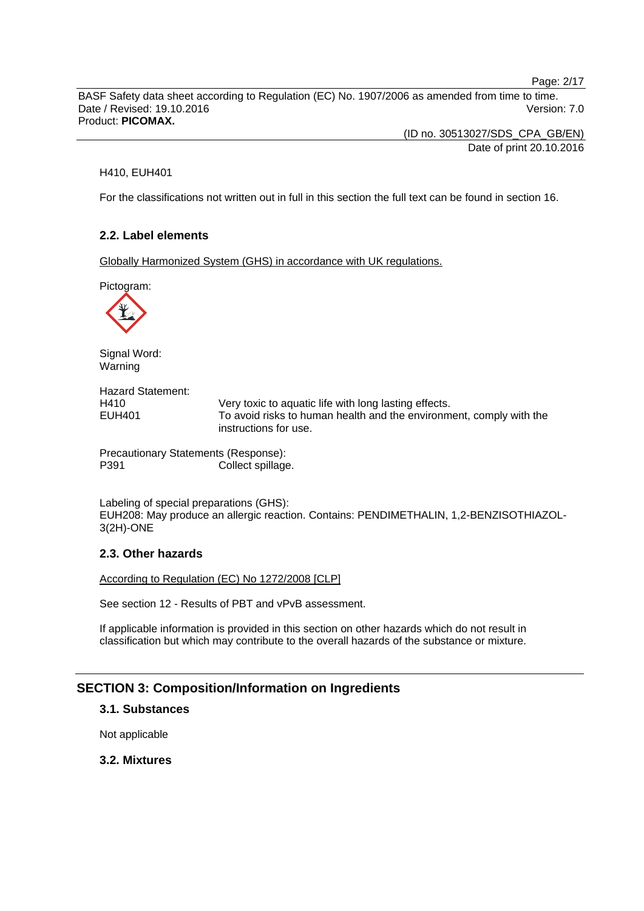H410, EUH401

For the classifications not written out in full in this section the full text can be found in section 16.

### 2.2. Label elements

Globally Harmonized System (GHS) in accordance with UK regulations.

Pictogram:

Signal Word:
Warning

Hazard Statement:

| | |
|---|---|
| H410 | Very toxic to aquatic life with long lasting effects. |
| EUH401 | To avoid risks to human health and the environment, comply with the instructions for use. |

Precautionary Statements (Response):

| | |
|---|---|
| P391 | Collect spillage. |

Labeling of special preparations (GHS):
EUH208: May produce an allergic reaction. Contains: PENDIMETHALIN, 1,2-BENZISOTHIAZOL-3(2H)-ONE

### 2.3. Other hazards

According to Regulation (EC) No 1272/2008 [CLP]

See section 12 - Results of PBT and vPvB assessment.

If applicable information is provided in this section on other hazards which do not result in classification but which may contribute to the overall hazards of the substance or mixture.

## SECTION 3: Composition/Information on Ingredients

### 3.1. Substances

Not applicable

### 3.2. Mixtures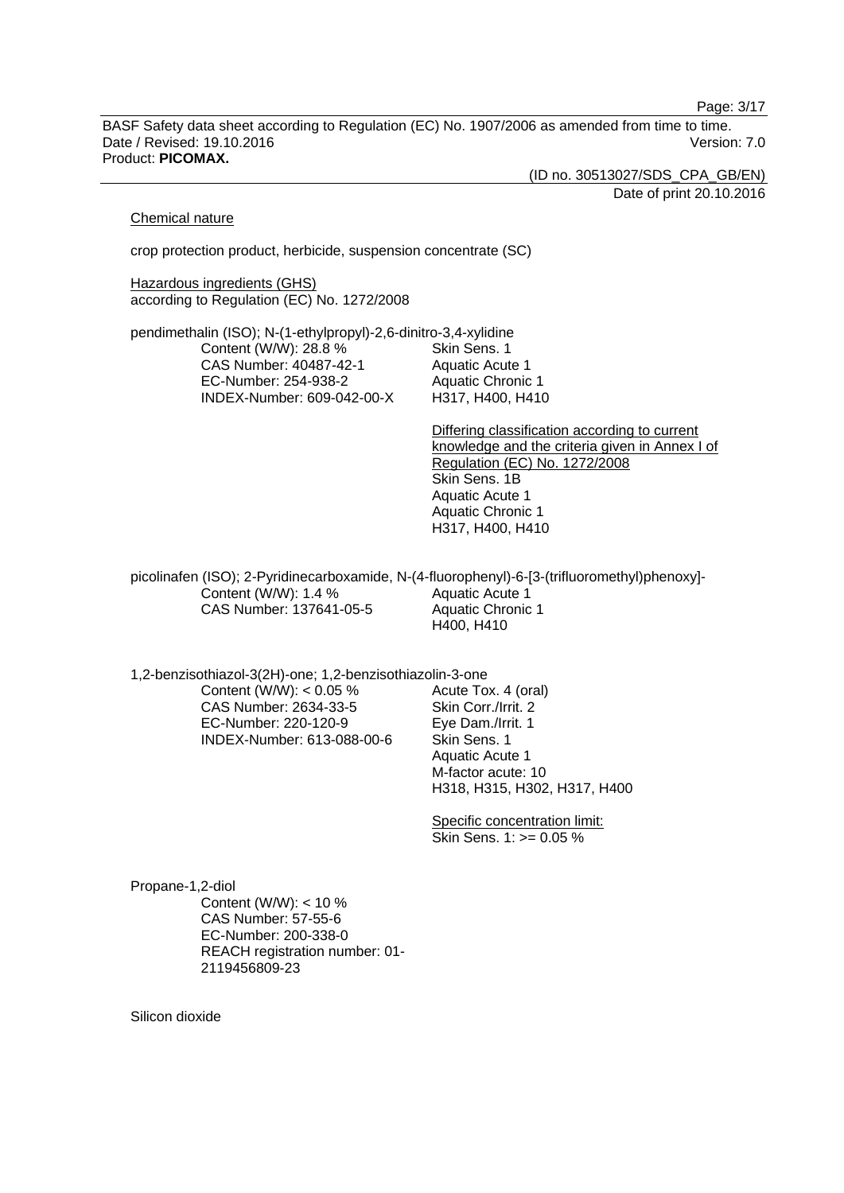Chemical nature

crop protection product, herbicide, suspension concentrate (SC)

Hazardous ingredients (GHS)
according to Regulation (EC) No. 1272/2008

pendimethalin (ISO); N-(1-ethylpropyl)-2,6-dinitro-3,4-xylidine

Content (W/W): 28.8 %
CAS Number: 40487-42-1
EC-Number: 254-938-2
INDEX-Number: 609-042-00-X

Skin Sens. 1
Aquatic Acute 1
Aquatic Chronic 1
H317, H400, H410

Differing classification according to current knowledge and the criteria given in Annex I of Regulation (EC) No. 1272/2008
Skin Sens. 1B
Aquatic Acute 1
Aquatic Chronic 1
H317, H400, H410

picolinafen (ISO); 2-Pyridinecarboxamide, N-(4-fluorophenyl)-6-[3-(trifluoromethyl)phenoxy]-

Content (W/W): 1.4 %
CAS Number: 137641-05-5

Aquatic Acute 1
Aquatic Chronic 1
H400, H410

1,2-benzisothiazol-3(2H)-one; 1,2-benzisothiazolin-3-one

Content (W/W): < 0.05 %
CAS Number: 2634-33-5
EC-Number: 220-120-9
INDEX-Number: 613-088-00-6

Acute Tox. 4 (oral)
Skin Corr./Irrit. 2
Eye Dam./Irrit. 1
Skin Sens. 1
Aquatic Acute 1
M-factor acute: 10
H318, H315, H302, H317, H400

Specific concentration limit:
Skin Sens. 1: >= 0.05 %

Propane-1,2-diol

Content (W/W): < 10 %
CAS Number: 57-55-6
EC-Number: 200-338-0
REACH registration number: 01-2119456809-23

Silicon dioxide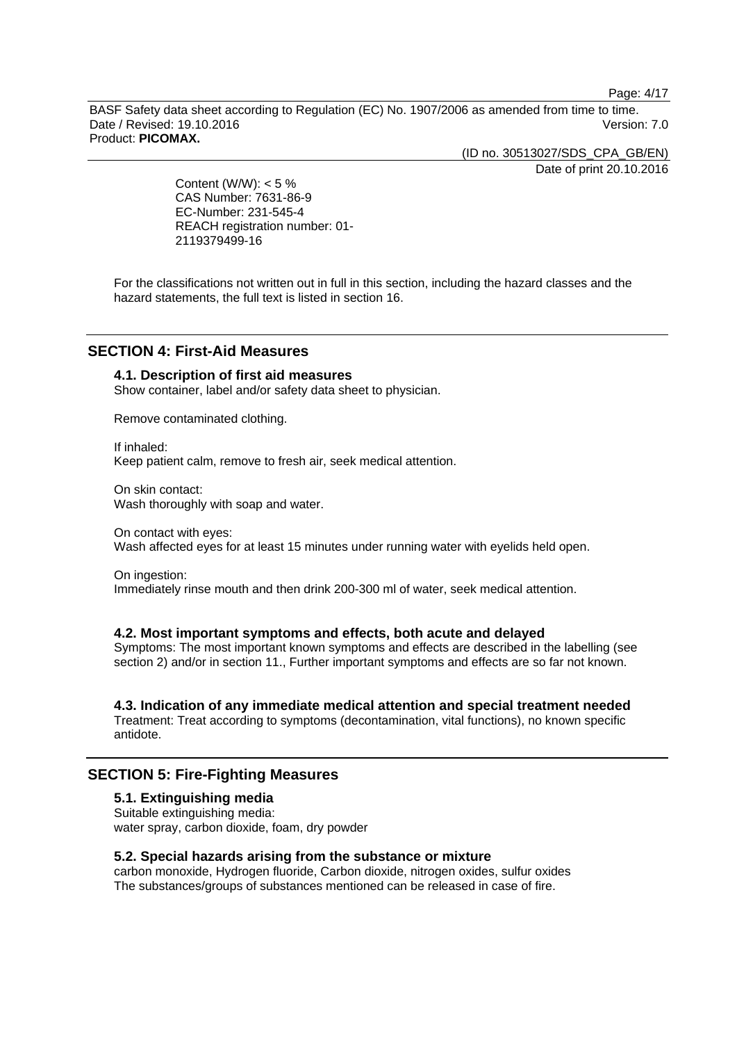Content (W/W): < 5 %
CAS Number: 7631-86-9
EC-Number: 231-545-4
REACH registration number: 01-2119379499-16

For the classifications not written out in full in this section, including the hazard classes and the hazard statements, the full text is listed in section 16.

## SECTION 4: First-Aid Measures

### 4.1. Description of first aid measures

Show container, label and/or safety data sheet to physician.

Remove contaminated clothing.

If inhaled:
Keep patient calm, remove to fresh air, seek medical attention.

On skin contact:
Wash thoroughly with soap and water.

On contact with eyes:
Wash affected eyes for at least 15 minutes under running water with eyelids held open.

On ingestion:
Immediately rinse mouth and then drink 200-300 ml of water, seek medical attention.

### 4.2. Most important symptoms and effects, both acute and delayed

Symptoms: The most important known symptoms and effects are described in the labelling (see section 2) and/or in section 11., Further important symptoms and effects are so far not known.

### 4.3. Indication of any immediate medical attention and special treatment needed

Treatment: Treat according to symptoms (decontamination, vital functions), no known specific antidote.

## SECTION 5: Fire-Fighting Measures

### 5.1. Extinguishing media

Suitable extinguishing media:
water spray, carbon dioxide, foam, dry powder

### 5.2. Special hazards arising from the substance or mixture

carbon monoxide, Hydrogen fluoride, Carbon dioxide, nitrogen oxides, sulfur oxides
The substances/groups of substances mentioned can be released in case of fire.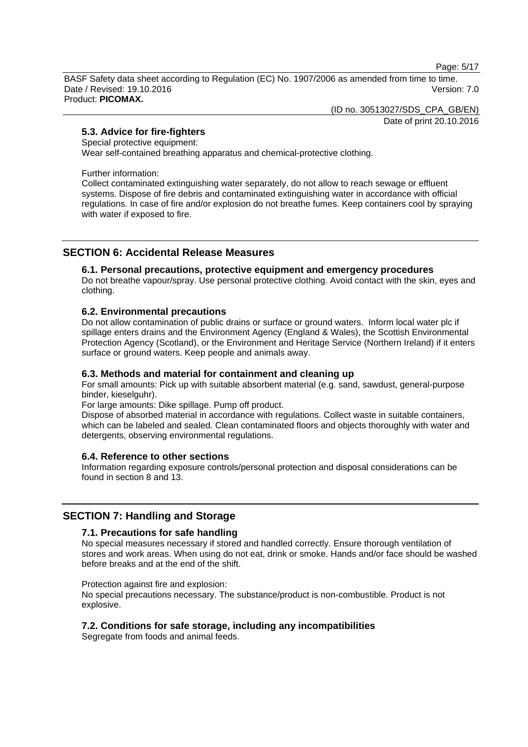### 5.3. Advice for fire-fighters

Special protective equipment:
Wear self-contained breathing apparatus and chemical-protective clothing.

Further information:
Collect contaminated extinguishing water separately, do not allow to reach sewage or effluent systems. Dispose of fire debris and contaminated extinguishing water in accordance with official regulations. In case of fire and/or explosion do not breathe fumes. Keep containers cool by spraying with water if exposed to fire.

## SECTION 6: Accidental Release Measures

### 6.1. Personal precautions, protective equipment and emergency procedures

Do not breathe vapour/spray. Use personal protective clothing. Avoid contact with the skin, eyes and clothing.

### 6.2. Environmental precautions

Do not allow contamination of public drains or surface or ground waters. Inform local water plc if spillage enters drains and the Environment Agency (England & Wales), the Scottish Environmental Protection Agency (Scotland), or the Environment and Heritage Service (Northern Ireland) if it enters surface or ground waters. Keep people and animals away.

### 6.3. Methods and material for containment and cleaning up

For small amounts: Pick up with suitable absorbent material (e.g. sand, sawdust, general-purpose binder, kieselguhr).
For large amounts: Dike spillage. Pump off product.
Dispose of absorbed material in accordance with regulations. Collect waste in suitable containers, which can be labeled and sealed. Clean contaminated floors and objects thoroughly with water and detergents, observing environmental regulations.

### 6.4. Reference to other sections

Information regarding exposure controls/personal protection and disposal considerations can be found in section 8 and 13.

## SECTION 7: Handling and Storage

### 7.1. Precautions for safe handling

No special measures necessary if stored and handled correctly. Ensure thorough ventilation of stores and work areas. When using do not eat, drink or smoke. Hands and/or face should be washed before breaks and at the end of the shift.

Protection against fire and explosion:
No special precautions necessary. The substance/product is non-combustible. Product is not explosive.

### 7.2. Conditions for safe storage, including any incompatibilities

Segregate from foods and animal feeds.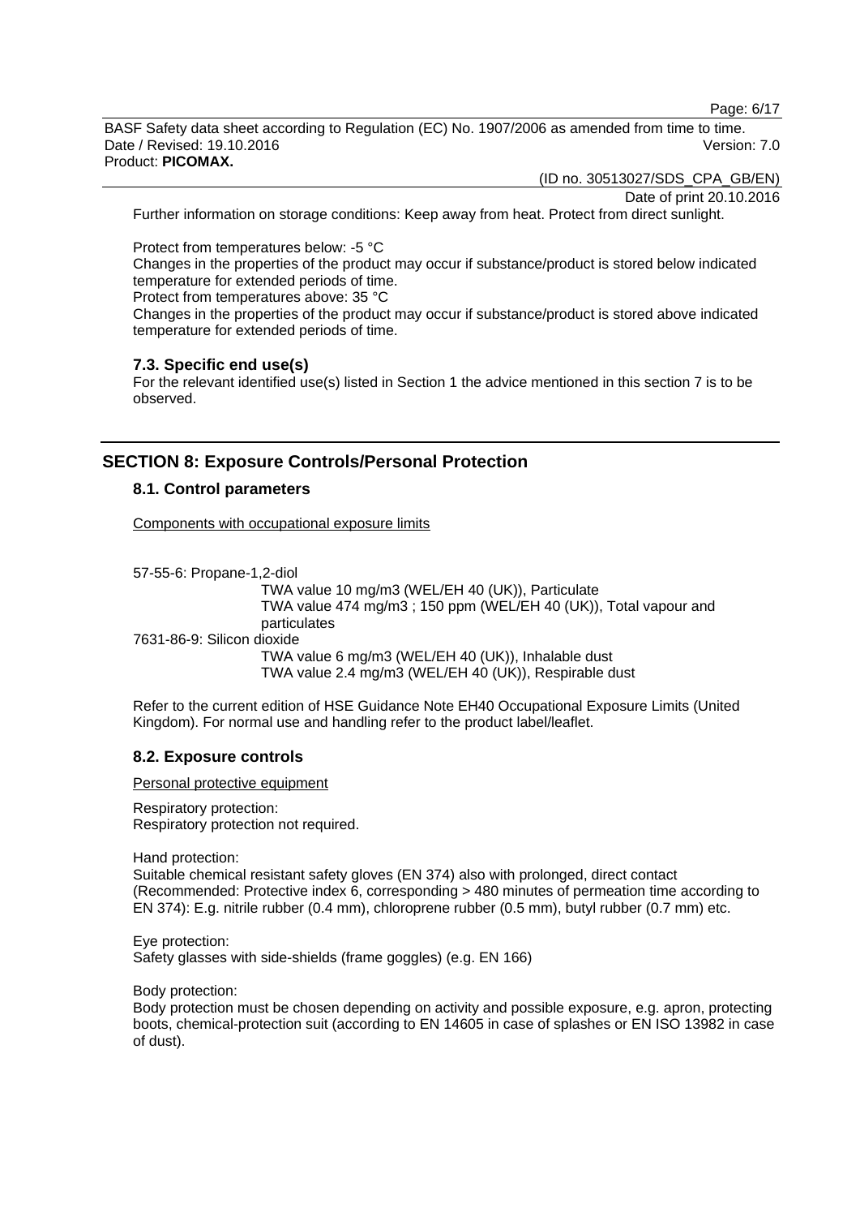Further information on storage conditions: Keep away from heat. Protect from direct sunlight.

Protect from temperatures below: -5 °C
Changes in the properties of the product may occur if substance/product is stored below indicated temperature for extended periods of time.
Protect from temperatures above: 35 °C
Changes in the properties of the product may occur if substance/product is stored above indicated temperature for extended periods of time.

### 7.3. Specific end use(s)

For the relevant identified use(s) listed in Section 1 the advice mentioned in this section 7 is to be observed.

## SECTION 8: Exposure Controls/Personal Protection

### 8.1. Control parameters

Components with occupational exposure limits

57-55-6: Propane-1,2-diol
TWA value 10 mg/m3 (WEL/EH 40 (UK)), Particulate
TWA value 474 mg/m3 ; 150 ppm (WEL/EH 40 (UK)), Total vapour and particulates

7631-86-9: Silicon dioxide
TWA value 6 mg/m3 (WEL/EH 40 (UK)), Inhalable dust
TWA value 2.4 mg/m3 (WEL/EH 40 (UK)), Respirable dust

Refer to the current edition of HSE Guidance Note EH40 Occupational Exposure Limits (United Kingdom). For normal use and handling refer to the product label/leaflet.

### 8.2. Exposure controls

Personal protective equipment

Respiratory protection:
Respiratory protection not required.

Hand protection:
Suitable chemical resistant safety gloves (EN 374) also with prolonged, direct contact (Recommended: Protective index 6, corresponding > 480 minutes of permeation time according to EN 374): E.g. nitrile rubber (0.4 mm), chloroprene rubber (0.5 mm), butyl rubber (0.7 mm) etc.

Eye protection:
Safety glasses with side-shields (frame goggles) (e.g. EN 166)

Body protection:
Body protection must be chosen depending on activity and possible exposure, e.g. apron, protecting boots, chemical-protection suit (according to EN 14605 in case of splashes or EN ISO 13982 in case of dust).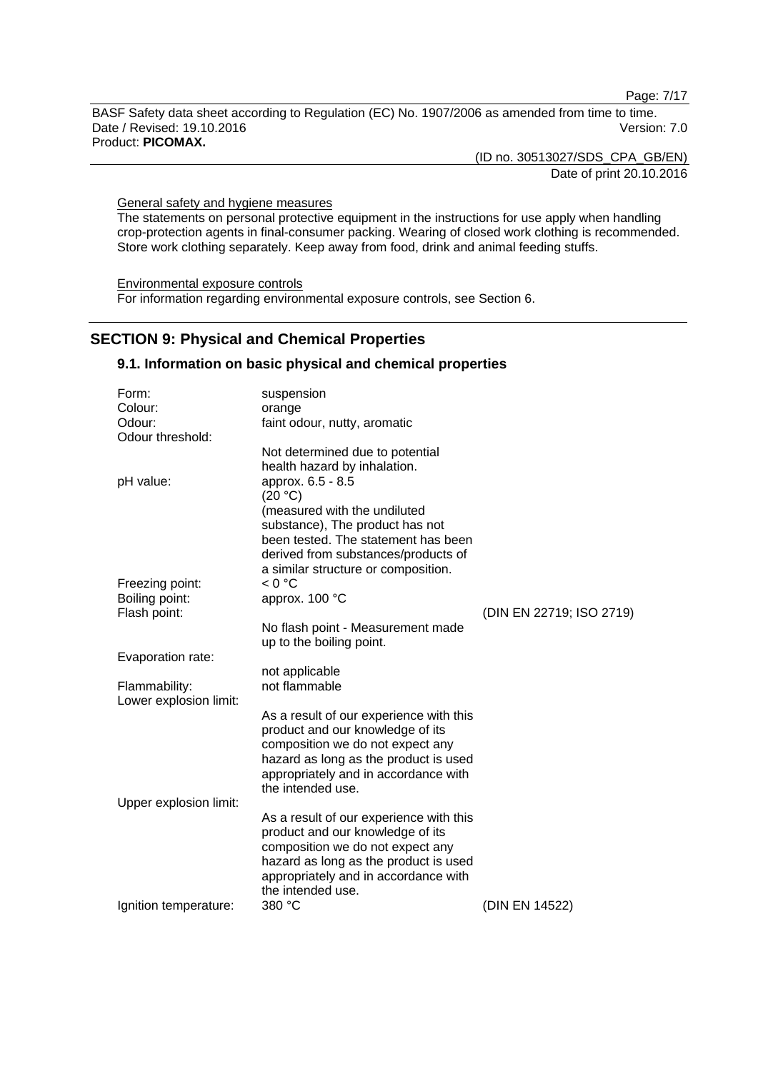General safety and hygiene measures

The statements on personal protective equipment in the instructions for use apply when handling crop-protection agents in final-consumer packing. Wearing of closed work clothing is recommended. Store work clothing separately. Keep away from food, drink and animal feeding stuffs.

Environmental exposure controls

For information regarding environmental exposure controls, see Section 6.

## SECTION 9: Physical and Chemical Properties

### 9.1. Information on basic physical and chemical properties

| Property | Value | Method |
|---|---|---|
| Form: | suspension | |
| Colour: | orange | |
| Odour: | faint odour, nutty, aromatic | |
| Odour threshold: | Not determined due to potential health hazard by inhalation. | |
| pH value: | approx. 6.5 - 8.5 (20 °C) (measured with the undiluted substance), The product has not been tested. The statement has been derived from substances/products of a similar structure or composition. | |
| Freezing point: | < 0 °C | |
| Boiling point: | approx. 100 °C | |
| Flash point: | No flash point - Measurement made up to the boiling point. | (DIN EN 22719; ISO 2719) |
| Evaporation rate: | not applicable | |
| Flammability: | not flammable | |
| Lower explosion limit: | As a result of our experience with this product and our knowledge of its composition we do not expect any hazard as long as the product is used appropriately and in accordance with the intended use. | |
| Upper explosion limit: | As a result of our experience with this product and our knowledge of its composition we do not expect any hazard as long as the product is used appropriately and in accordance with the intended use. | |
| Ignition temperature: | 380 °C | (DIN EN 14522) |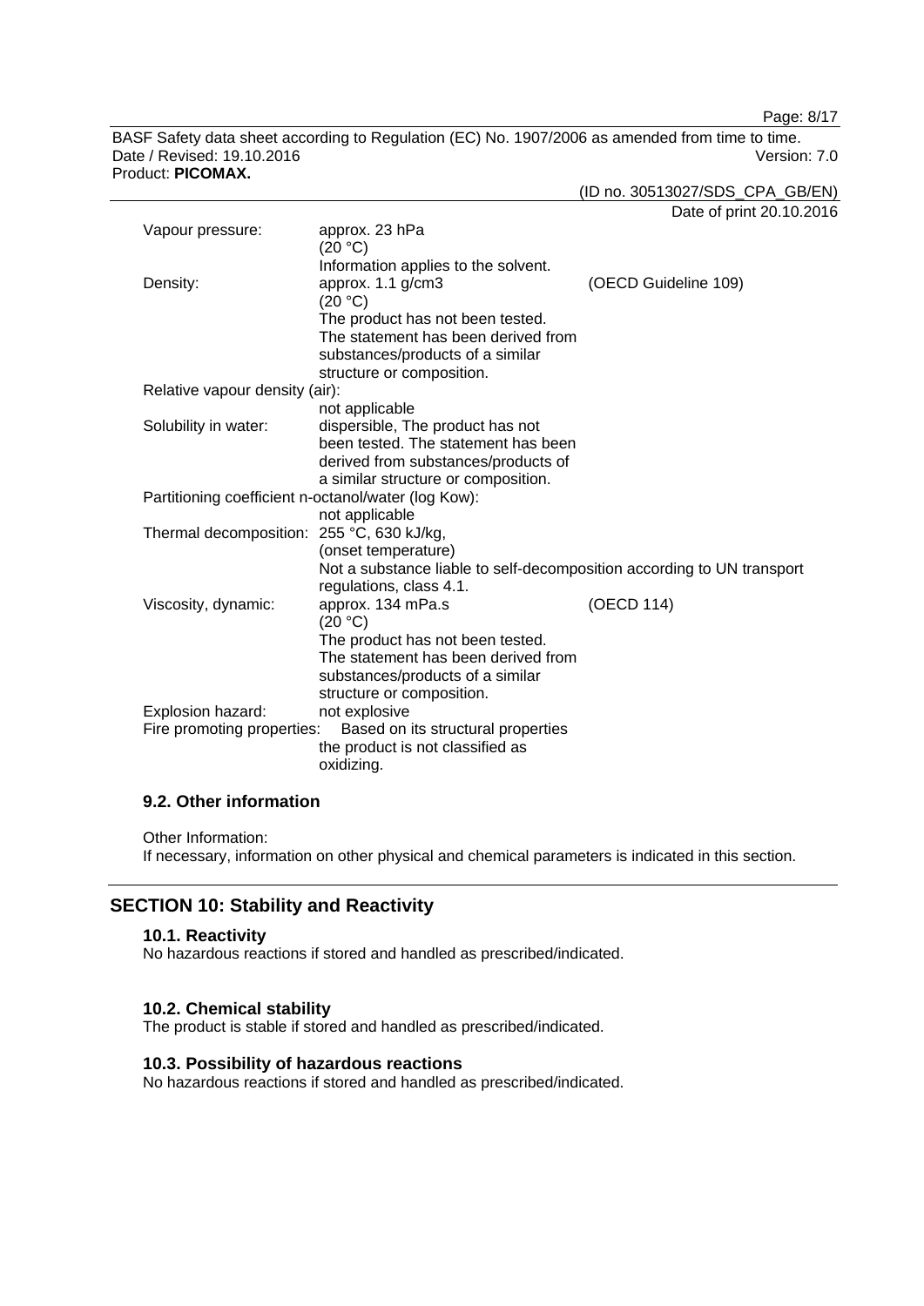| Property | Value | Method |
| --- | --- | --- |
| Vapour pressure: | approx. 23 hPa (20 °C) Information applies to the solvent. | |
| Density: | approx. 1.1 g/cm3 (20 °C) The product has not been tested. The statement has been derived from substances/products of a similar structure or composition. | (OECD Guideline 109) |
| Relative vapour density (air): | not applicable | |
| Solubility in water: | dispersible, The product has not been tested. The statement has been derived from substances/products of a similar structure or composition. | |
| Partitioning coefficient n-octanol/water (log Kow): | not applicable | |
| Thermal decomposition: | 255 °C, 630 kJ/kg, (onset temperature) Not a substance liable to self-decomposition according to UN transport regulations, class 4.1. | |
| Viscosity, dynamic: | approx. 134 mPa.s (20 °C) The product has not been tested. The statement has been derived from substances/products of a similar structure or composition. | (OECD 114) |
| Explosion hazard: | not explosive | |
| Fire promoting properties: | Based on its structural properties the product is not classified as oxidizing. | |

### 9.2. Other information

Other Information:
If necessary, information on other physical and chemical parameters is indicated in this section.

## SECTION 10: Stability and Reactivity

### 10.1. Reactivity

No hazardous reactions if stored and handled as prescribed/indicated.

### 10.2. Chemical stability

The product is stable if stored and handled as prescribed/indicated.

### 10.3. Possibility of hazardous reactions

No hazardous reactions if stored and handled as prescribed/indicated.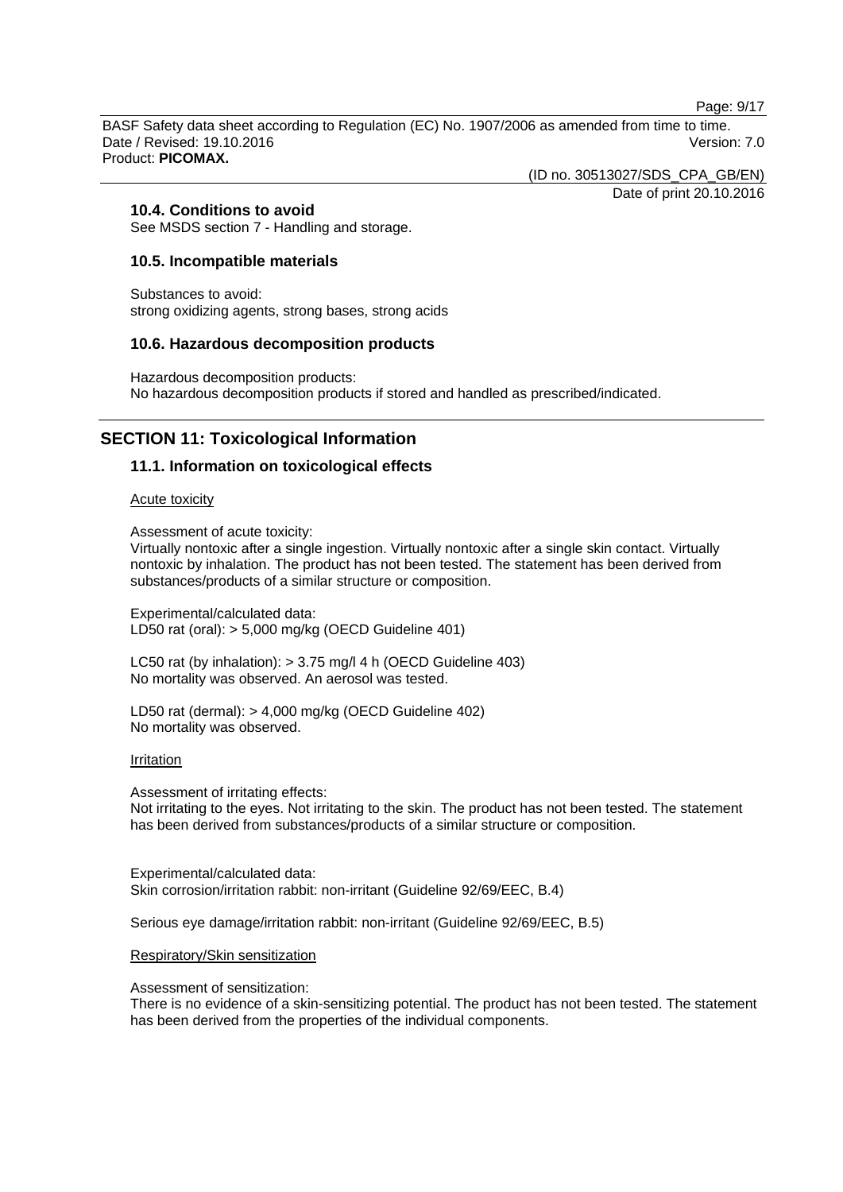### 10.4. Conditions to avoid

See MSDS section 7 - Handling and storage.

### 10.5. Incompatible materials

Substances to avoid:
strong oxidizing agents, strong bases, strong acids

### 10.6. Hazardous decomposition products

Hazardous decomposition products:
No hazardous decomposition products if stored and handled as prescribed/indicated.

## SECTION 11: Toxicological Information

### 11.1. Information on toxicological effects

Acute toxicity

Assessment of acute toxicity:
Virtually nontoxic after a single ingestion. Virtually nontoxic after a single skin contact. Virtually nontoxic by inhalation. The product has not been tested. The statement has been derived from substances/products of a similar structure or composition.

Experimental/calculated data:
LD50 rat (oral): > 5,000 mg/kg (OECD Guideline 401)

LC50 rat (by inhalation): > 3.75 mg/l 4 h (OECD Guideline 403)
No mortality was observed. An aerosol was tested.

LD50 rat (dermal): > 4,000 mg/kg (OECD Guideline 402)
No mortality was observed.

Irritation

Assessment of irritating effects:
Not irritating to the eyes. Not irritating to the skin. The product has not been tested. The statement has been derived from substances/products of a similar structure or composition.

Experimental/calculated data:
Skin corrosion/irritation rabbit: non-irritant (Guideline 92/69/EEC, B.4)

Serious eye damage/irritation rabbit: non-irritant (Guideline 92/69/EEC, B.5)

Respiratory/Skin sensitization

Assessment of sensitization:
There is no evidence of a skin-sensitizing potential. The product has not been tested. The statement has been derived from the properties of the individual components.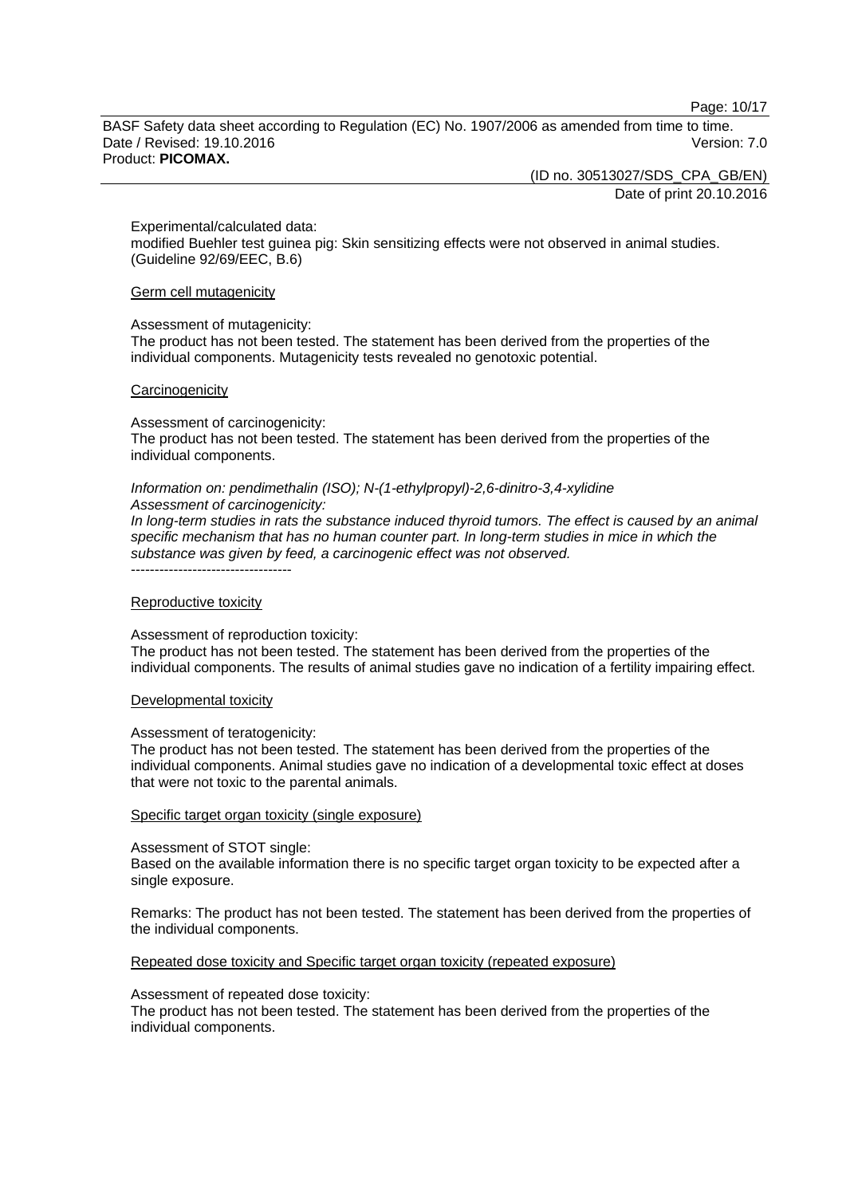Experimental/calculated data:
modified Buehler test guinea pig: Skin sensitizing effects were not observed in animal studies. (Guideline 92/69/EEC, B.6)

Germ cell mutagenicity

Assessment of mutagenicity:
The product has not been tested. The statement has been derived from the properties of the individual components. Mutagenicity tests revealed no genotoxic potential.

Carcinogenicity

Assessment of carcinogenicity:
The product has not been tested. The statement has been derived from the properties of the individual components.

*Information on: pendimethalin (ISO); N-(1-ethylpropyl)-2,6-dinitro-3,4-xylidine*
*Assessment of carcinogenicity:*
*In long-term studies in rats the substance induced thyroid tumors. The effect is caused by an animal specific mechanism that has no human counter part. In long-term studies in mice in which the substance was given by feed, a carcinogenic effect was not observed.*
----------------------------------

Reproductive toxicity

Assessment of reproduction toxicity:
The product has not been tested. The statement has been derived from the properties of the individual components. The results of animal studies gave no indication of a fertility impairing effect.

Developmental toxicity

Assessment of teratogenicity:
The product has not been tested. The statement has been derived from the properties of the individual components. Animal studies gave no indication of a developmental toxic effect at doses that were not toxic to the parental animals.

Specific target organ toxicity (single exposure)

Assessment of STOT single:
Based on the available information there is no specific target organ toxicity to be expected after a single exposure.

Remarks: The product has not been tested. The statement has been derived from the properties of the individual components.

Repeated dose toxicity and Specific target organ toxicity (repeated exposure)

Assessment of repeated dose toxicity:
The product has not been tested. The statement has been derived from the properties of the individual components.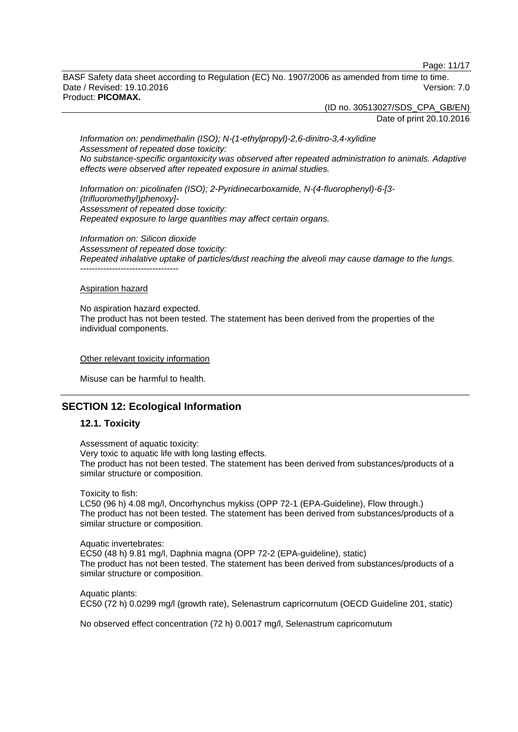*Information on: pendimethalin (ISO); N-(1-ethylpropyl)-2,6-dinitro-3,4-xylidine*
*Assessment of repeated dose toxicity:*
*No substance-specific organtoxicity was observed after repeated administration to animals. Adaptive effects were observed after repeated exposure in animal studies.*

*Information on: picolinafen (ISO); 2-Pyridinecarboxamide, N-(4-fluorophenyl)-6-[3-(trifluoromethyl)phenoxy]-*
*Assessment of repeated dose toxicity:*
*Repeated exposure to large quantities may affect certain organs.*

*Information on: Silicon dioxide*
*Assessment of repeated dose toxicity:*
*Repeated inhalative uptake of particles/dust reaching the alveoli may cause damage to the lungs.*
----------------------------------

Aspiration hazard

No aspiration hazard expected.
The product has not been tested. The statement has been derived from the properties of the individual components.

Other relevant toxicity information

Misuse can be harmful to health.

## SECTION 12: Ecological Information

### 12.1. Toxicity

Assessment of aquatic toxicity:
Very toxic to aquatic life with long lasting effects.
The product has not been tested. The statement has been derived from substances/products of a similar structure or composition.

Toxicity to fish:
LC50 (96 h) 4.08 mg/l, Oncorhynchus mykiss (OPP 72-1 (EPA-Guideline), Flow through.)
The product has not been tested. The statement has been derived from substances/products of a similar structure or composition.

Aquatic invertebrates:
EC50 (48 h) 9.81 mg/l, Daphnia magna (OPP 72-2 (EPA-guideline), static)
The product has not been tested. The statement has been derived from substances/products of a similar structure or composition.

Aquatic plants:
EC50 (72 h) 0.0299 mg/l (growth rate), Selenastrum capricornutum (OECD Guideline 201, static)

No observed effect concentration (72 h) 0.0017 mg/l, Selenastrum capricornutum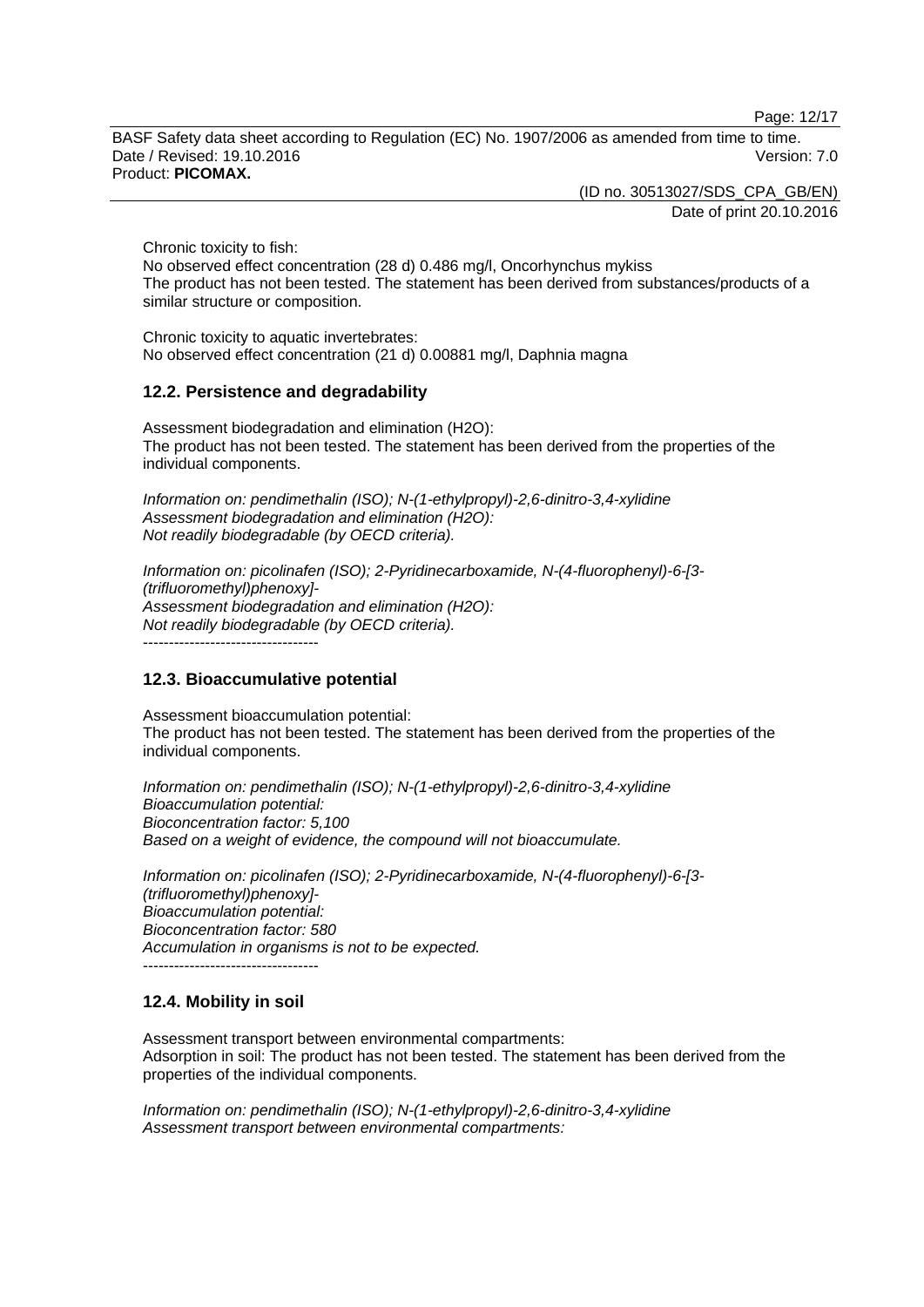Chronic toxicity to fish:
No observed effect concentration (28 d) 0.486 mg/l, Oncorhynchus mykiss
The product has not been tested. The statement has been derived from substances/products of a similar structure or composition.

Chronic toxicity to aquatic invertebrates:
No observed effect concentration (21 d) 0.00881 mg/l, Daphnia magna

## 12.2. Persistence and degradability

Assessment biodegradation and elimination (H2O):
The product has not been tested. The statement has been derived from the properties of the individual components.

*Information on: pendimethalin (ISO); N-(1-ethylpropyl)-2,6-dinitro-3,4-xylidine*
*Assessment biodegradation and elimination (H2O):*
*Not readily biodegradable (by OECD criteria).*

*Information on: picolinafen (ISO); 2-Pyridinecarboxamide, N-(4-fluorophenyl)-6-[3-(trifluoromethyl)phenoxy]-*
*Assessment biodegradation and elimination (H2O):*
*Not readily biodegradable (by OECD criteria).*
----------------------------------

## 12.3. Bioaccumulative potential

Assessment bioaccumulation potential:
The product has not been tested. The statement has been derived from the properties of the individual components.

*Information on: pendimethalin (ISO); N-(1-ethylpropyl)-2,6-dinitro-3,4-xylidine*
*Bioaccumulation potential:*
*Bioconcentration factor: 5,100*
*Based on a weight of evidence, the compound will not bioaccumulate.*

*Information on: picolinafen (ISO); 2-Pyridinecarboxamide, N-(4-fluorophenyl)-6-[3-(trifluoromethyl)phenoxy]-*
*Bioaccumulation potential:*
*Bioconcentration factor: 580*
*Accumulation in organisms is not to be expected.*
----------------------------------

## 12.4. Mobility in soil

Assessment transport between environmental compartments:
Adsorption in soil: The product has not been tested. The statement has been derived from the properties of the individual components.

*Information on: pendimethalin (ISO); N-(1-ethylpropyl)-2,6-dinitro-3,4-xylidine*
*Assessment transport between environmental compartments:*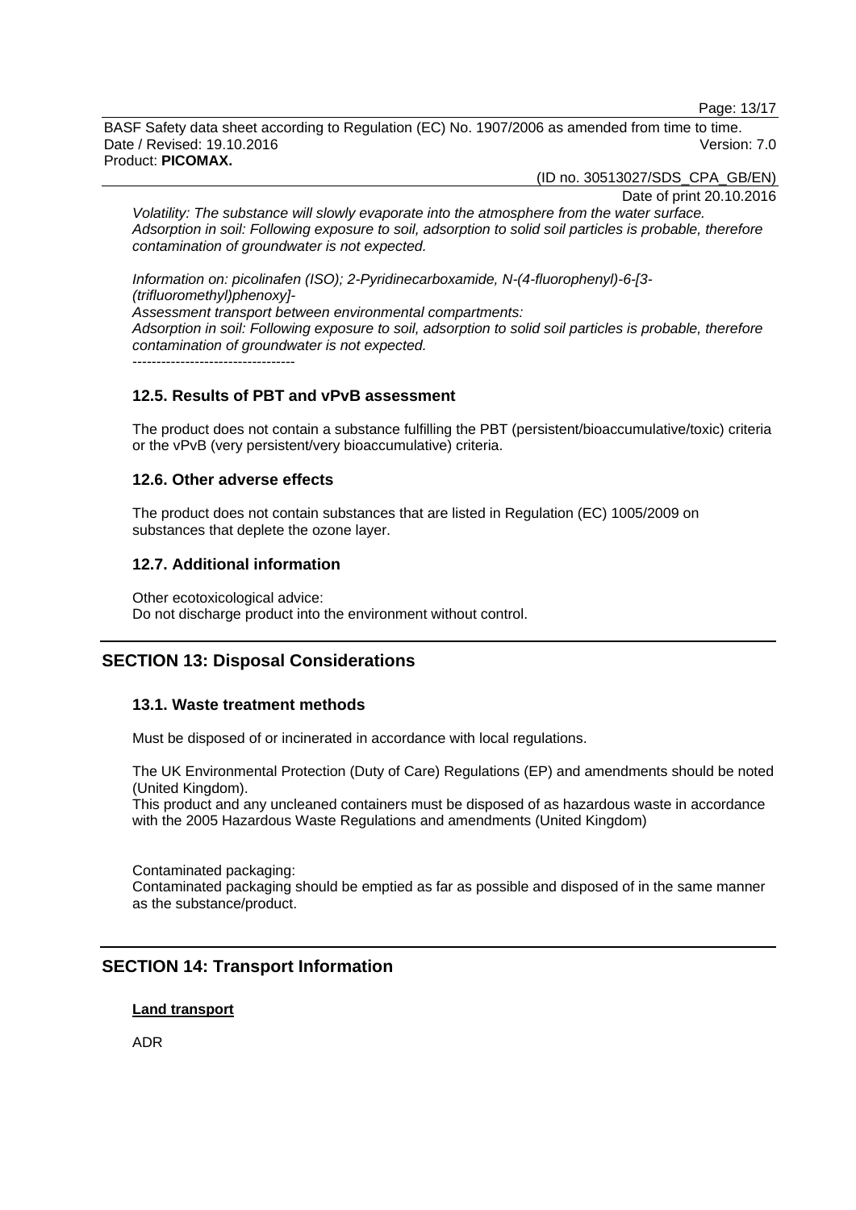*Volatility: The substance will slowly evaporate into the atmosphere from the water surface.*
*Adsorption in soil: Following exposure to soil, adsorption to solid soil particles is probable, therefore contamination of groundwater is not expected.*

*Information on: picolinafen (ISO); 2-Pyridinecarboxamide, N-(4-fluorophenyl)-6-[3-(trifluoromethyl)phenoxy]-*
*Assessment transport between environmental compartments:*
*Adsorption in soil: Following exposure to soil, adsorption to solid soil particles is probable, therefore contamination of groundwater is not expected.*
----------------------------------

### 12.5. Results of PBT and vPvB assessment

The product does not contain a substance fulfilling the PBT (persistent/bioaccumulative/toxic) criteria or the vPvB (very persistent/very bioaccumulative) criteria.

### 12.6. Other adverse effects

The product does not contain substances that are listed in Regulation (EC) 1005/2009 on substances that deplete the ozone layer.

### 12.7. Additional information

Other ecotoxicological advice:
Do not discharge product into the environment without control.

## SECTION 13: Disposal Considerations

### 13.1. Waste treatment methods

Must be disposed of or incinerated in accordance with local regulations.

The UK Environmental Protection (Duty of Care) Regulations (EP) and amendments should be noted (United Kingdom).
This product and any uncleaned containers must be disposed of as hazardous waste in accordance with the 2005 Hazardous Waste Regulations and amendments (United Kingdom)

Contaminated packaging:
Contaminated packaging should be emptied as far as possible and disposed of in the same manner as the substance/product.

## SECTION 14: Transport Information

**Land transport**

ADR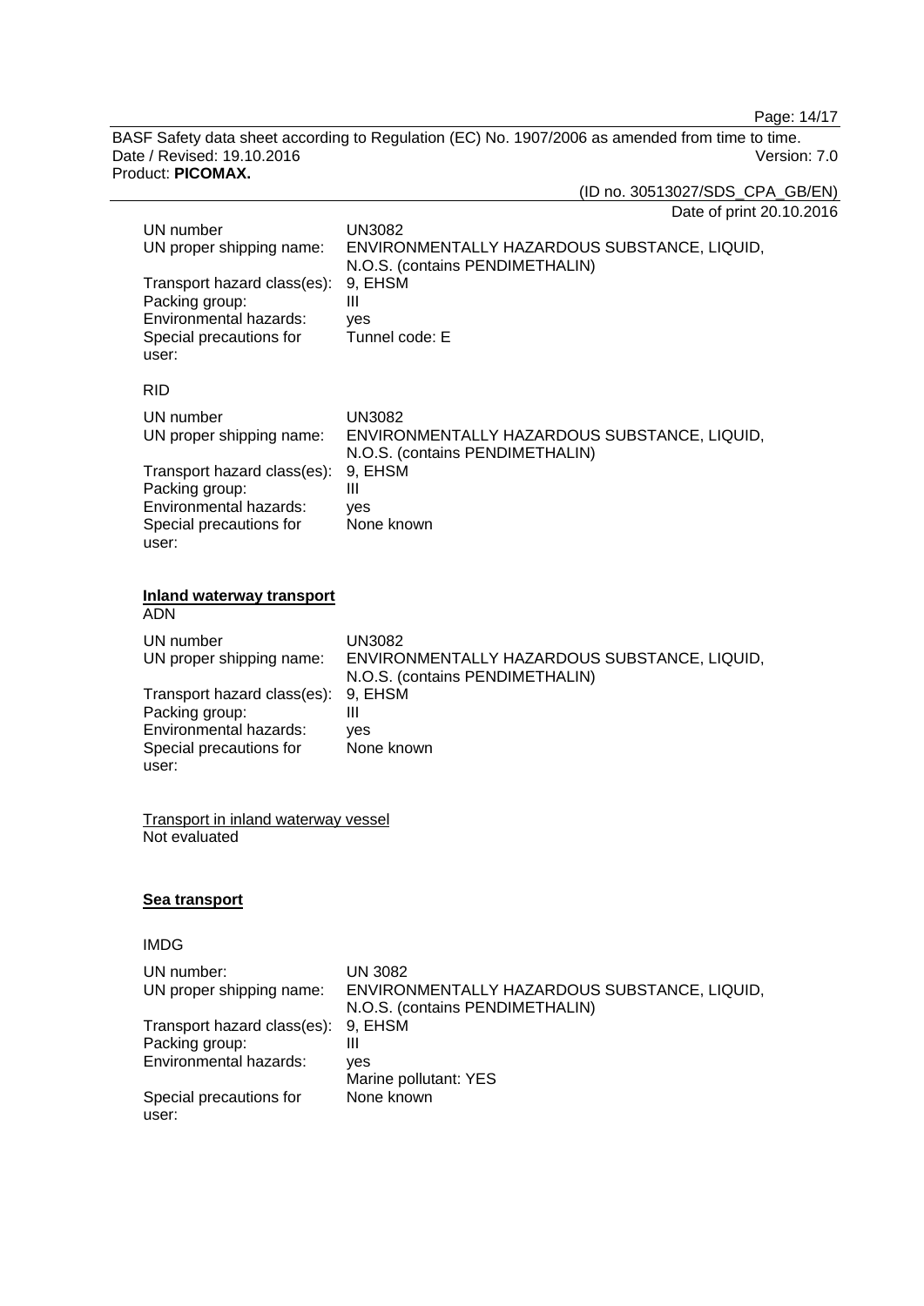| | |
|---|---|
| UN number | UN3082 |
| UN proper shipping name: | ENVIRONMENTALLY HAZARDOUS SUBSTANCE, LIQUID, N.O.S. (contains PENDIMETHALIN) |
| Transport hazard class(es): | 9, EHSM |
| Packing group: | III |
| Environmental hazards: | yes |
| Special precautions for user: | Tunnel code: E |

RID

| | |
|---|---|
| UN number | UN3082 |
| UN proper shipping name: | ENVIRONMENTALLY HAZARDOUS SUBSTANCE, LIQUID, N.O.S. (contains PENDIMETHALIN) |
| Transport hazard class(es): | 9, EHSM |
| Packing group: | III |
| Environmental hazards: | yes |
| Special precautions for user: | None known |

**Inland waterway transport**

ADN

| | |
|---|---|
| UN number | UN3082 |
| UN proper shipping name: | ENVIRONMENTALLY HAZARDOUS SUBSTANCE, LIQUID, N.O.S. (contains PENDIMETHALIN) |
| Transport hazard class(es): | 9, EHSM |
| Packing group: | III |
| Environmental hazards: | yes |
| Special precautions for user: | None known |

Transport in inland waterway vessel

Not evaluated

**Sea transport**

IMDG

| | |
|---|---|
| UN number: | UN 3082 |
| UN proper shipping name: | ENVIRONMENTALLY HAZARDOUS SUBSTANCE, LIQUID, N.O.S. (contains PENDIMETHALIN) |
| Transport hazard class(es): | 9, EHSM |
| Packing group: | III |
| Environmental hazards: | yes<br>Marine pollutant: YES |
| Special precautions for user: | None known |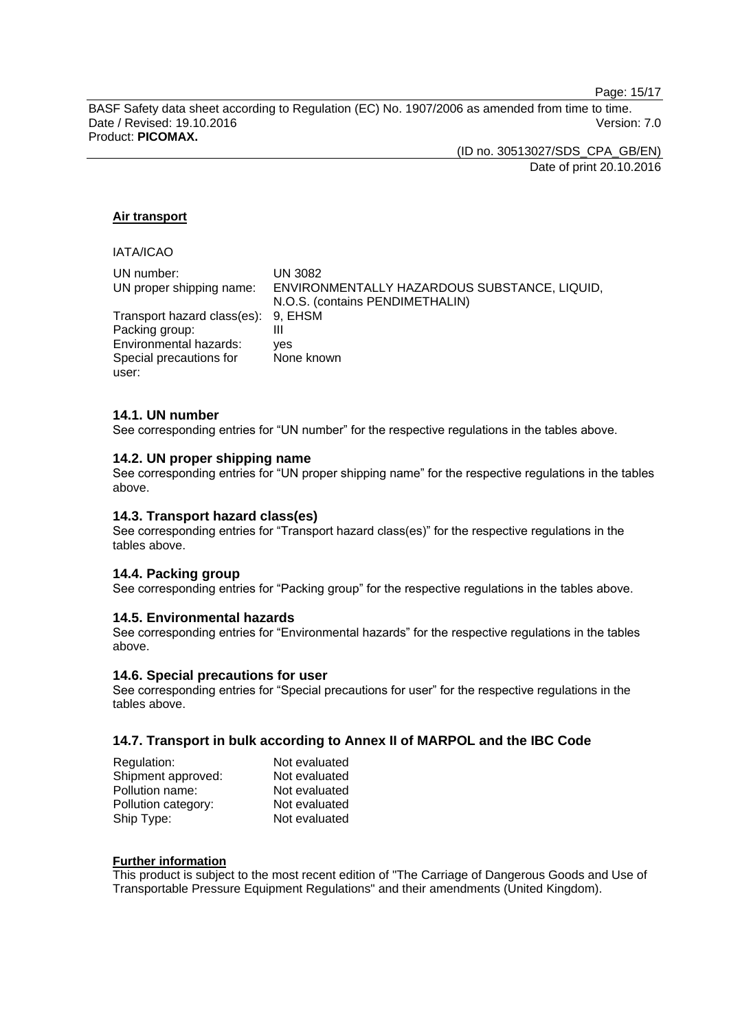**Air transport**

IATA/ICAO

| | |
|---|---|
| UN number: | UN 3082 |
| UN proper shipping name: | ENVIRONMENTALLY HAZARDOUS SUBSTANCE, LIQUID, N.O.S. (contains PENDIMETHALIN) |
| Transport hazard class(es): | 9, EHSM |
| Packing group: | III |
| Environmental hazards: | yes |
| Special precautions for user: | None known |

### 14.1. UN number

See corresponding entries for “UN number” for the respective regulations in the tables above.

### 14.2. UN proper shipping name

See corresponding entries for “UN proper shipping name” for the respective regulations in the tables above.

### 14.3. Transport hazard class(es)

See corresponding entries for “Transport hazard class(es)” for the respective regulations in the tables above.

### 14.4. Packing group

See corresponding entries for “Packing group” for the respective regulations in the tables above.

### 14.5. Environmental hazards

See corresponding entries for “Environmental hazards” for the respective regulations in the tables above.

### 14.6. Special precautions for user

See corresponding entries for “Special precautions for user” for the respective regulations in the tables above.

### 14.7. Transport in bulk according to Annex II of MARPOL and the IBC Code

| | |
|---|---|
| Regulation: | Not evaluated |
| Shipment approved: | Not evaluated |
| Pollution name: | Not evaluated |
| Pollution category: | Not evaluated |
| Ship Type: | Not evaluated |

**Further information**

This product is subject to the most recent edition of "The Carriage of Dangerous Goods and Use of Transportable Pressure Equipment Regulations" and their amendments (United Kingdom).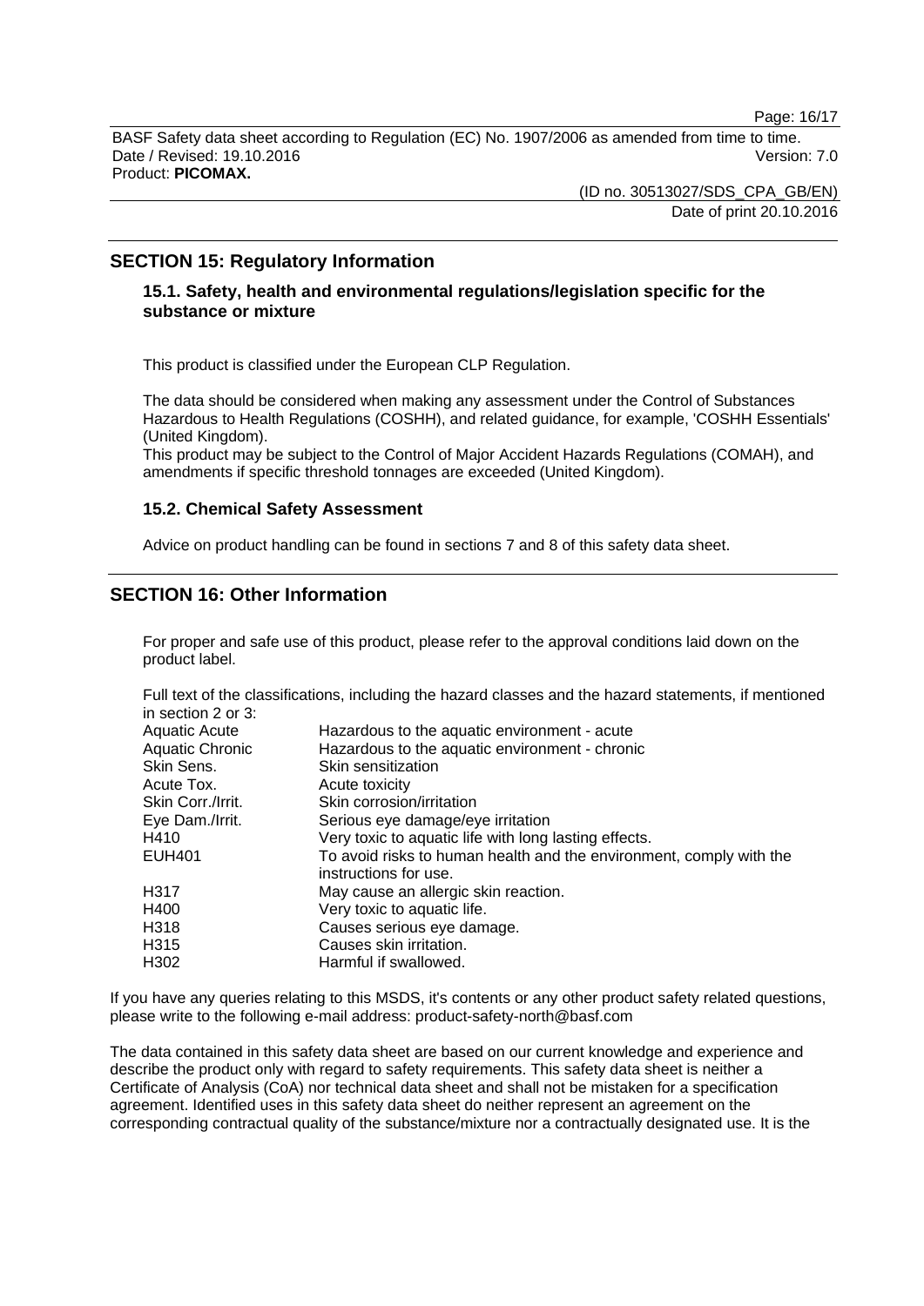## SECTION 15: Regulatory Information

### 15.1. Safety, health and environmental regulations/legislation specific for the substance or mixture

This product is classified under the European CLP Regulation.

The data should be considered when making any assessment under the Control of Substances Hazardous to Health Regulations (COSHH), and related guidance, for example, 'COSHH Essentials' (United Kingdom).
This product may be subject to the Control of Major Accident Hazards Regulations (COMAH), and amendments if specific threshold tonnages are exceeded (United Kingdom).

### 15.2. Chemical Safety Assessment

Advice on product handling can be found in sections 7 and 8 of this safety data sheet.

## SECTION 16: Other Information

For proper and safe use of this product, please refer to the approval conditions laid down on the product label.

Full text of the classifications, including the hazard classes and the hazard statements, if mentioned in section 2 or 3:

| | |
|---|---|
| Aquatic Acute | Hazardous to the aquatic environment - acute |
| Aquatic Chronic | Hazardous to the aquatic environment - chronic |
| Skin Sens. | Skin sensitization |
| Acute Tox. | Acute toxicity |
| Skin Corr./Irrit. | Skin corrosion/irritation |
| Eye Dam./Irrit. | Serious eye damage/eye irritation |
| H410 | Very toxic to aquatic life with long lasting effects. |
| EUH401 | To avoid risks to human health and the environment, comply with the instructions for use. |
| H317 | May cause an allergic skin reaction. |
| H400 | Very toxic to aquatic life. |
| H318 | Causes serious eye damage. |
| H315 | Causes skin irritation. |
| H302 | Harmful if swallowed. |

If you have any queries relating to this MSDS, it's contents or any other product safety related questions, please write to the following e-mail address: product-safety-north@basf.com

The data contained in this safety data sheet are based on our current knowledge and experience and describe the product only with regard to safety requirements. This safety data sheet is neither a Certificate of Analysis (CoA) nor technical data sheet and shall not be mistaken for a specification agreement. Identified uses in this safety data sheet do neither represent an agreement on the corresponding contractual quality of the substance/mixture nor a contractually designated use. It is the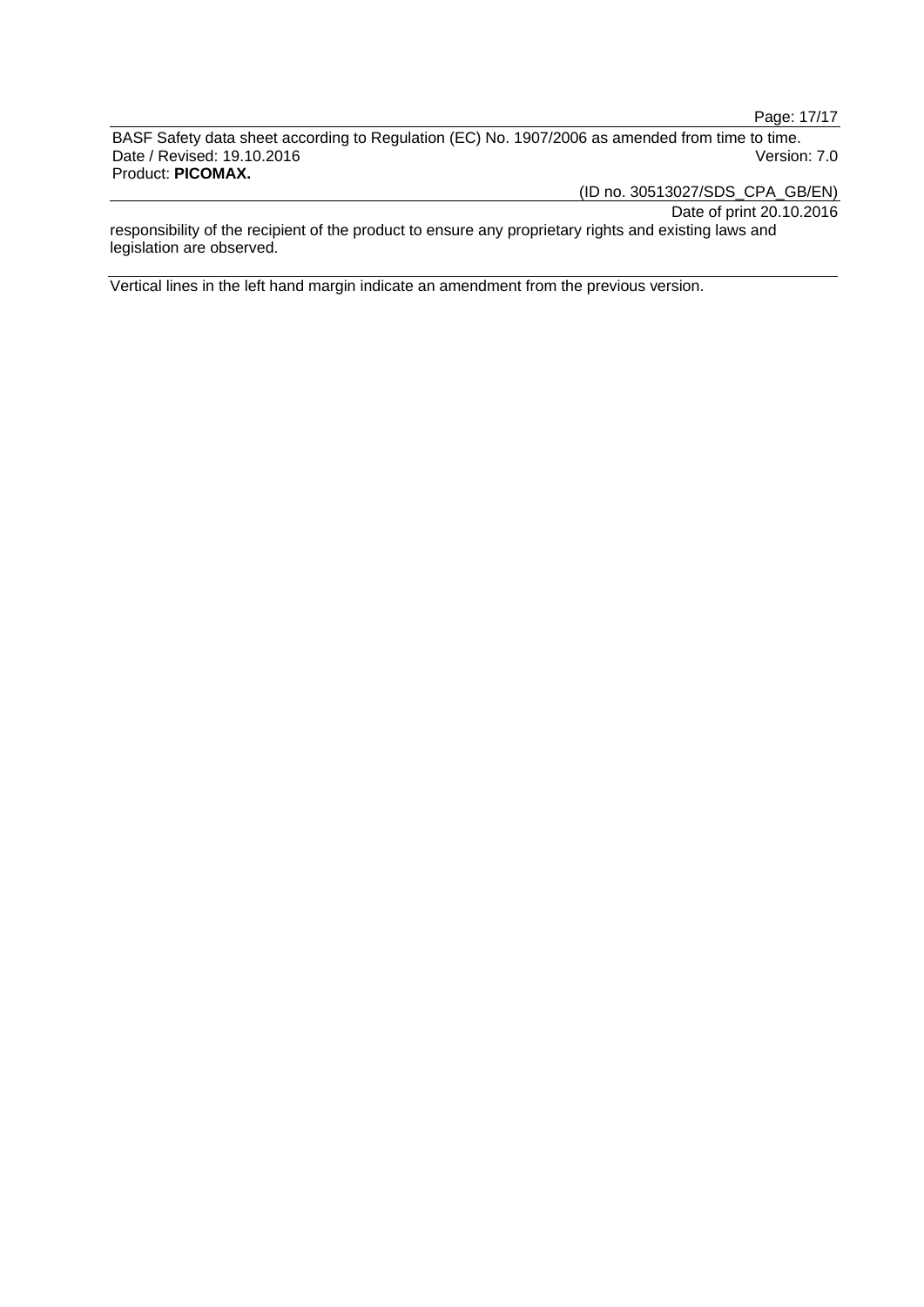responsibility of the recipient of the product to ensure any proprietary rights and existing laws and legislation are observed.

---

Vertical lines in the left hand margin indicate an amendment from the previous version.